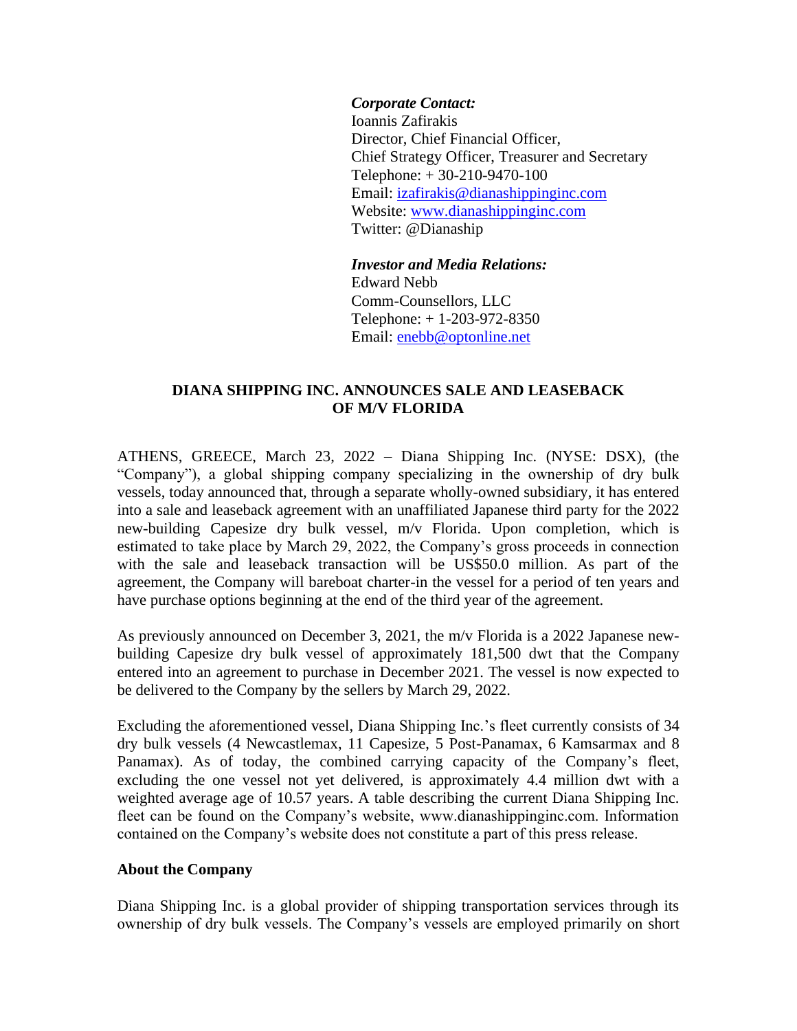***Corporate Contact:***
Ioannis Zafirakis
Director, Chief Financial Officer,
Chief Strategy Officer, Treasurer and Secretary
Telephone: + 30-210-9470-100
Email: izafirakis@dianashippinginc.com
Website: www.dianashippinginc.com
Twitter: @Dianaship

***Investor and Media Relations:***
Edward Nebb
Comm-Counsellors, LLC
Telephone: + 1-203-972-8350
Email: enebb@optonline.net

# DIANA SHIPPING INC. ANNOUNCES SALE AND LEASEBACK OF M/V FLORIDA

ATHENS, GREECE, March 23, 2022 – Diana Shipping Inc. (NYSE: DSX), (the "Company"), a global shipping company specializing in the ownership of dry bulk vessels, today announced that, through a separate wholly-owned subsidiary, it has entered into a sale and leaseback agreement with an unaffiliated Japanese third party for the 2022 new-building Capesize dry bulk vessel, m/v Florida. Upon completion, which is estimated to take place by March 29, 2022, the Company's gross proceeds in connection with the sale and leaseback transaction will be US$50.0 million. As part of the agreement, the Company will bareboat charter-in the vessel for a period of ten years and have purchase options beginning at the end of the third year of the agreement.

As previously announced on December 3, 2021, the m/v Florida is a 2022 Japanese new-building Capesize dry bulk vessel of approximately 181,500 dwt that the Company entered into an agreement to purchase in December 2021. The vessel is now expected to be delivered to the Company by the sellers by March 29, 2022.

Excluding the aforementioned vessel, Diana Shipping Inc.'s fleet currently consists of 34 dry bulk vessels (4 Newcastlemax, 11 Capesize, 5 Post-Panamax, 6 Kamsarmax and 8 Panamax). As of today, the combined carrying capacity of the Company's fleet, excluding the one vessel not yet delivered, is approximately 4.4 million dwt with a weighted average age of 10.57 years. A table describing the current Diana Shipping Inc. fleet can be found on the Company's website, www.dianashippinginc.com. Information contained on the Company's website does not constitute a part of this press release.

**About the Company**

Diana Shipping Inc. is a global provider of shipping transportation services through its ownership of dry bulk vessels. The Company's vessels are employed primarily on short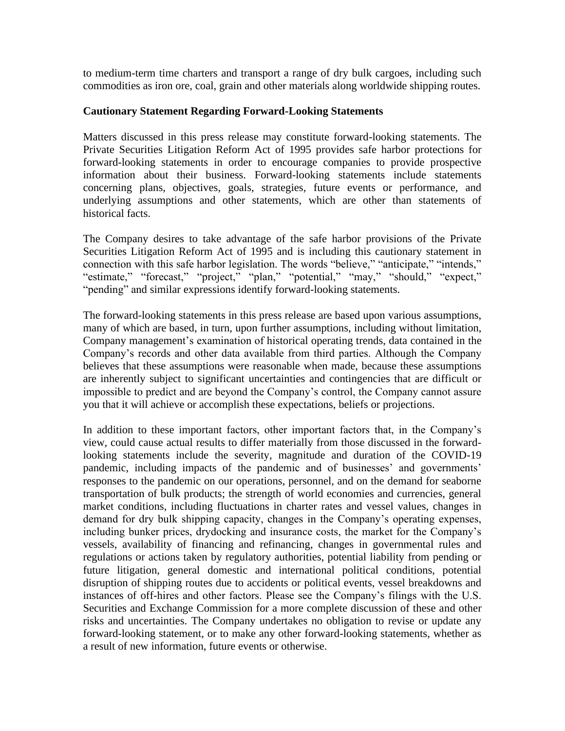to medium-term time charters and transport a range of dry bulk cargoes, including such commodities as iron ore, coal, grain and other materials along worldwide shipping routes.

**Cautionary Statement Regarding Forward-Looking Statements**

Matters discussed in this press release may constitute forward-looking statements. The Private Securities Litigation Reform Act of 1995 provides safe harbor protections for forward-looking statements in order to encourage companies to provide prospective information about their business. Forward-looking statements include statements concerning plans, objectives, goals, strategies, future events or performance, and underlying assumptions and other statements, which are other than statements of historical facts.

The Company desires to take advantage of the safe harbor provisions of the Private Securities Litigation Reform Act of 1995 and is including this cautionary statement in connection with this safe harbor legislation. The words "believe," "anticipate," "intends," "estimate," "forecast," "project," "plan," "potential," "may," "should," "expect," "pending" and similar expressions identify forward-looking statements.

The forward-looking statements in this press release are based upon various assumptions, many of which are based, in turn, upon further assumptions, including without limitation, Company management's examination of historical operating trends, data contained in the Company's records and other data available from third parties. Although the Company believes that these assumptions were reasonable when made, because these assumptions are inherently subject to significant uncertainties and contingencies that are difficult or impossible to predict and are beyond the Company's control, the Company cannot assure you that it will achieve or accomplish these expectations, beliefs or projections.

In addition to these important factors, other important factors that, in the Company's view, could cause actual results to differ materially from those discussed in the forward-looking statements include the severity, magnitude and duration of the COVID-19 pandemic, including impacts of the pandemic and of businesses' and governments' responses to the pandemic on our operations, personnel, and on the demand for seaborne transportation of bulk products; the strength of world economies and currencies, general market conditions, including fluctuations in charter rates and vessel values, changes in demand for dry bulk shipping capacity, changes in the Company's operating expenses, including bunker prices, drydocking and insurance costs, the market for the Company's vessels, availability of financing and refinancing, changes in governmental rules and regulations or actions taken by regulatory authorities, potential liability from pending or future litigation, general domestic and international political conditions, potential disruption of shipping routes due to accidents or political events, vessel breakdowns and instances of off-hires and other factors. Please see the Company's filings with the U.S. Securities and Exchange Commission for a more complete discussion of these and other risks and uncertainties. The Company undertakes no obligation to revise or update any forward-looking statement, or to make any other forward-looking statements, whether as a result of new information, future events or otherwise.